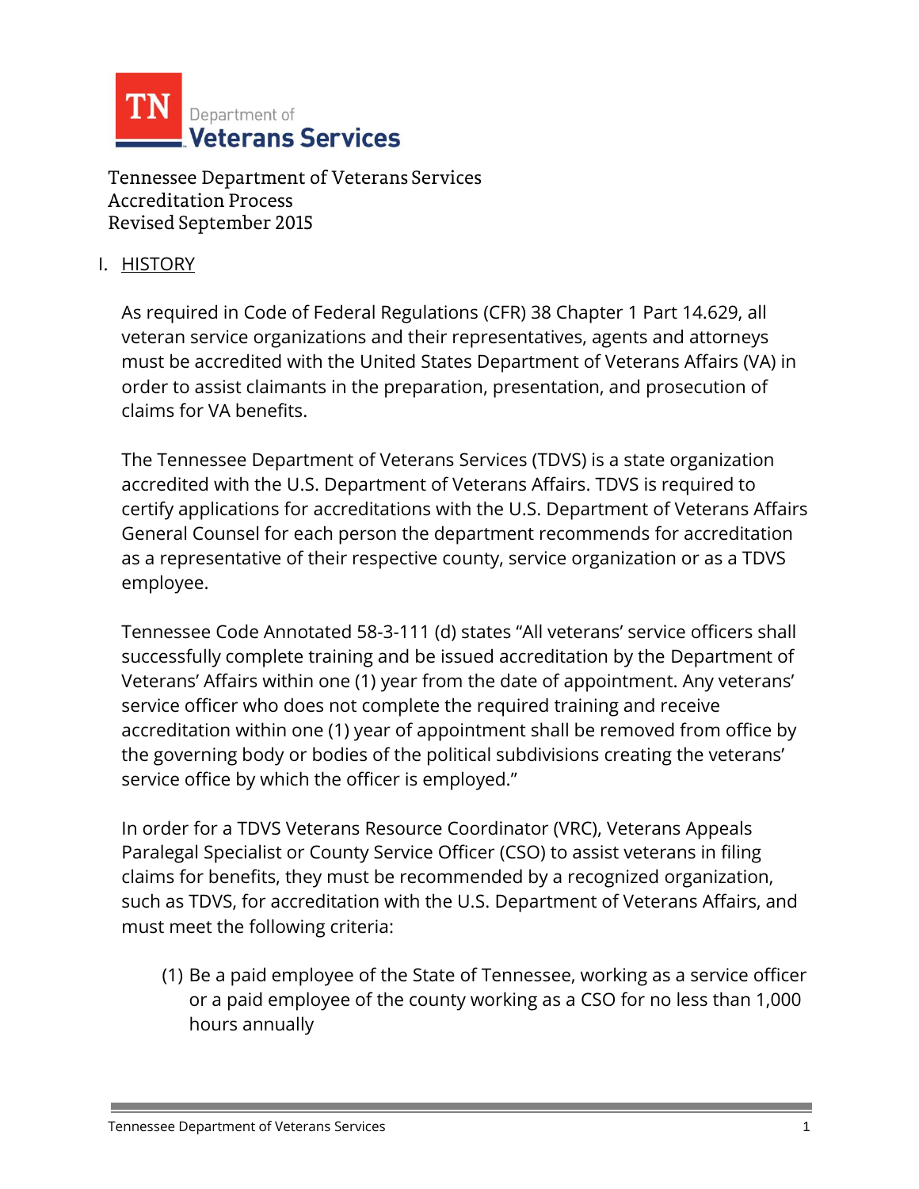Tennessee Department of Veterans Services
Accreditation Process
Revised September 2015

## I. HISTORY

As required in Code of Federal Regulations (CFR) 38 Chapter 1 Part 14.629, all veteran service organizations and their representatives, agents and attorneys must be accredited with the United States Department of Veterans Affairs (VA) in order to assist claimants in the preparation, presentation, and prosecution of claims for VA benefits.

The Tennessee Department of Veterans Services (TDVS) is a state organization accredited with the U.S. Department of Veterans Affairs. TDVS is required to certify applications for accreditations with the U.S. Department of Veterans Affairs General Counsel for each person the department recommends for accreditation as a representative of their respective county, service organization or as a TDVS employee.

Tennessee Code Annotated 58-3-111 (d) states "All veterans' service officers shall successfully complete training and be issued accreditation by the Department of Veterans' Affairs within one (1) year from the date of appointment. Any veterans' service officer who does not complete the required training and receive accreditation within one (1) year of appointment shall be removed from office by the governing body or bodies of the political subdivisions creating the veterans' service office by which the officer is employed."

In order for a TDVS Veterans Resource Coordinator (VRC), Veterans Appeals Paralegal Specialist or County Service Officer (CSO) to assist veterans in filing claims for benefits, they must be recommended by a recognized organization, such as TDVS, for accreditation with the U.S. Department of Veterans Affairs, and must meet the following criteria:

(1) Be a paid employee of the State of Tennessee, working as a service officer or a paid employee of the county working as a CSO for no less than 1,000 hours annually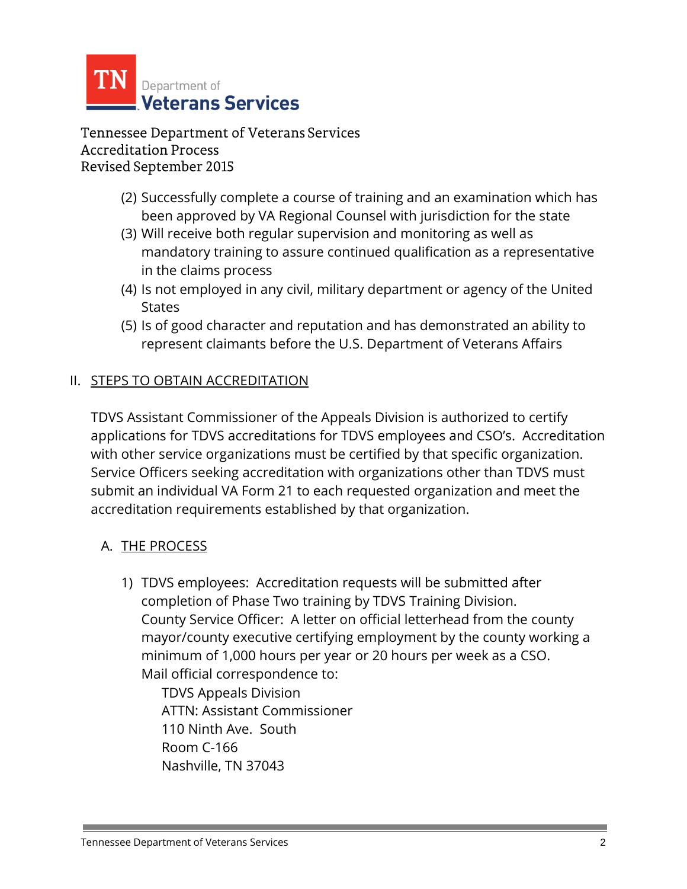Tennessee Department of Veterans Services
Accreditation Process
Revised September 2015

(2) Successfully complete a course of training and an examination which has been approved by VA Regional Counsel with jurisdiction for the state
(3) Will receive both regular supervision and monitoring as well as mandatory training to assure continued qualification as a representative in the claims process
(4) Is not employed in any civil, military department or agency of the United States
(5) Is of good character and reputation and has demonstrated an ability to represent claimants before the U.S. Department of Veterans Affairs

## II. STEPS TO OBTAIN ACCREDITATION

TDVS Assistant Commissioner of the Appeals Division is authorized to certify applications for TDVS accreditations for TDVS employees and CSO's. Accreditation with other service organizations must be certified by that specific organization. Service Officers seeking accreditation with organizations other than TDVS must submit an individual VA Form 21 to each requested organization and meet the accreditation requirements established by that organization.

### A. THE PROCESS

1) TDVS employees: Accreditation requests will be submitted after completion of Phase Two training by TDVS Training Division.
   County Service Officer: A letter on official letterhead from the county mayor/county executive certifying employment by the county working a minimum of 1,000 hours per year or 20 hours per week as a CSO.
   Mail official correspondence to:
   TDVS Appeals Division
   ATTN: Assistant Commissioner
   110 Ninth Ave. South
   Room C-166
   Nashville, TN 37043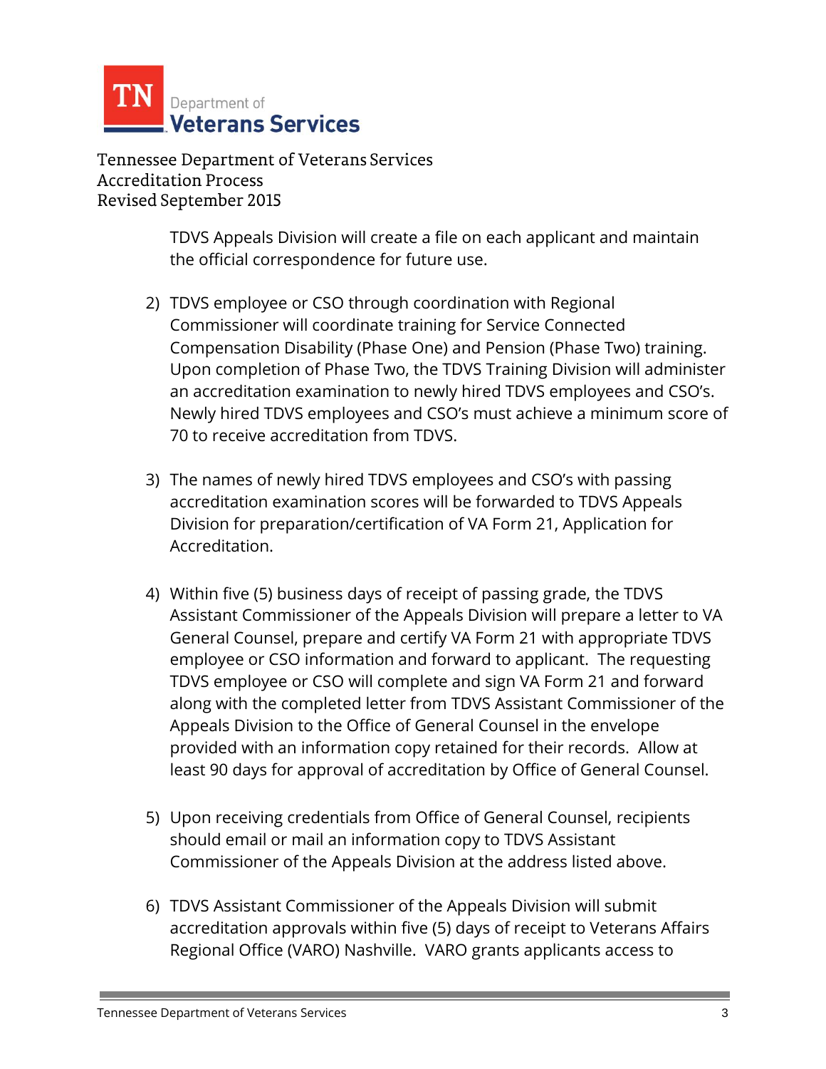TDVS Appeals Division will create a file on each applicant and maintain the official correspondence for future use.

2) TDVS employee or CSO through coordination with Regional Commissioner will coordinate training for Service Connected Compensation Disability (Phase One) and Pension (Phase Two) training. Upon completion of Phase Two, the TDVS Training Division will administer an accreditation examination to newly hired TDVS employees and CSO's. Newly hired TDVS employees and CSO's must achieve a minimum score of 70 to receive accreditation from TDVS.

3) The names of newly hired TDVS employees and CSO's with passing accreditation examination scores will be forwarded to TDVS Appeals Division for preparation/certification of VA Form 21, Application for Accreditation.

4) Within five (5) business days of receipt of passing grade, the TDVS Assistant Commissioner of the Appeals Division will prepare a letter to VA General Counsel, prepare and certify VA Form 21 with appropriate TDVS employee or CSO information and forward to applicant. The requesting TDVS employee or CSO will complete and sign VA Form 21 and forward along with the completed letter from TDVS Assistant Commissioner of the Appeals Division to the Office of General Counsel in the envelope provided with an information copy retained for their records. Allow at least 90 days for approval of accreditation by Office of General Counsel.

5) Upon receiving credentials from Office of General Counsel, recipients should email or mail an information copy to TDVS Assistant Commissioner of the Appeals Division at the address listed above.

6) TDVS Assistant Commissioner of the Appeals Division will submit accreditation approvals within five (5) days of receipt to Veterans Affairs Regional Office (VARO) Nashville. VARO grants applicants access to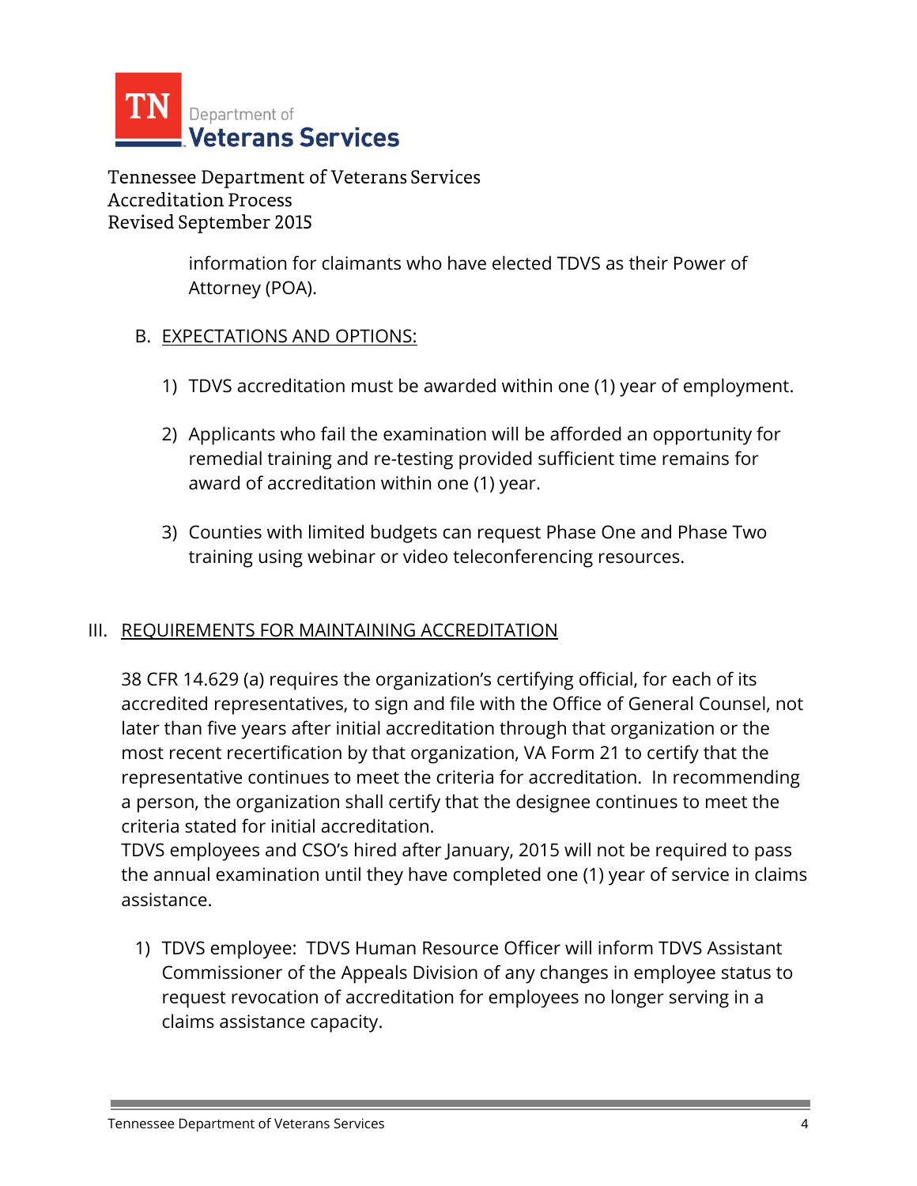information for claimants who have elected TDVS as their Power of Attorney (POA).

B. EXPECTATIONS AND OPTIONS:

1) TDVS accreditation must be awarded within one (1) year of employment.

2) Applicants who fail the examination will be afforded an opportunity for remedial training and re-testing provided sufficient time remains for award of accreditation within one (1) year.

3) Counties with limited budgets can request Phase One and Phase Two training using webinar or video teleconferencing resources.

## III. REQUIREMENTS FOR MAINTAINING ACCREDITATION

38 CFR 14.629 (a) requires the organization's certifying official, for each of its accredited representatives, to sign and file with the Office of General Counsel, not later than five years after initial accreditation through that organization or the most recent recertification by that organization, VA Form 21 to certify that the representative continues to meet the criteria for accreditation. In recommending a person, the organization shall certify that the designee continues to meet the criteria stated for initial accreditation.

TDVS employees and CSO's hired after January, 2015 will not be required to pass the annual examination until they have completed one (1) year of service in claims assistance.

1) TDVS employee: TDVS Human Resource Officer will inform TDVS Assistant Commissioner of the Appeals Division of any changes in employee status to request revocation of accreditation for employees no longer serving in a claims assistance capacity.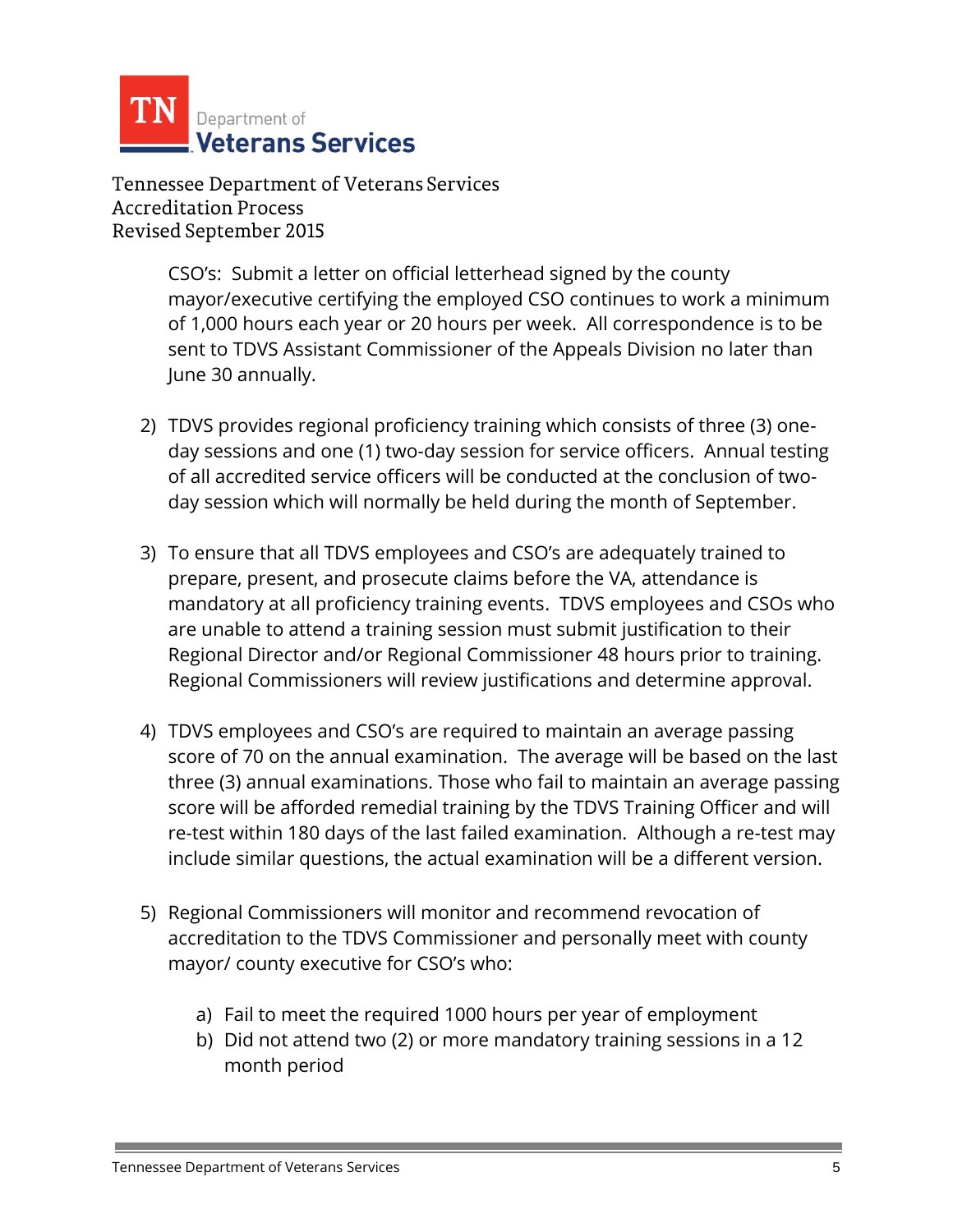Tennessee Department of Veterans Services
Accreditation Process
Revised September 2015

CSO's: Submit a letter on official letterhead signed by the county mayor/executive certifying the employed CSO continues to work a minimum of 1,000 hours each year or 20 hours per week. All correspondence is to be sent to TDVS Assistant Commissioner of the Appeals Division no later than June 30 annually.

2) TDVS provides regional proficiency training which consists of three (3) one-day sessions and one (1) two-day session for service officers. Annual testing of all accredited service officers will be conducted at the conclusion of two-day session which will normally be held during the month of September.

3) To ensure that all TDVS employees and CSO's are adequately trained to prepare, present, and prosecute claims before the VA, attendance is mandatory at all proficiency training events. TDVS employees and CSOs who are unable to attend a training session must submit justification to their Regional Director and/or Regional Commissioner 48 hours prior to training. Regional Commissioners will review justifications and determine approval.

4) TDVS employees and CSO's are required to maintain an average passing score of 70 on the annual examination. The average will be based on the last three (3) annual examinations. Those who fail to maintain an average passing score will be afforded remedial training by the TDVS Training Officer and will re-test within 180 days of the last failed examination. Although a re-test may include similar questions, the actual examination will be a different version.

5) Regional Commissioners will monitor and recommend revocation of accreditation to the TDVS Commissioner and personally meet with county mayor/ county executive for CSO's who:

   a) Fail to meet the required 1000 hours per year of employment
   b) Did not attend two (2) or more mandatory training sessions in a 12 month period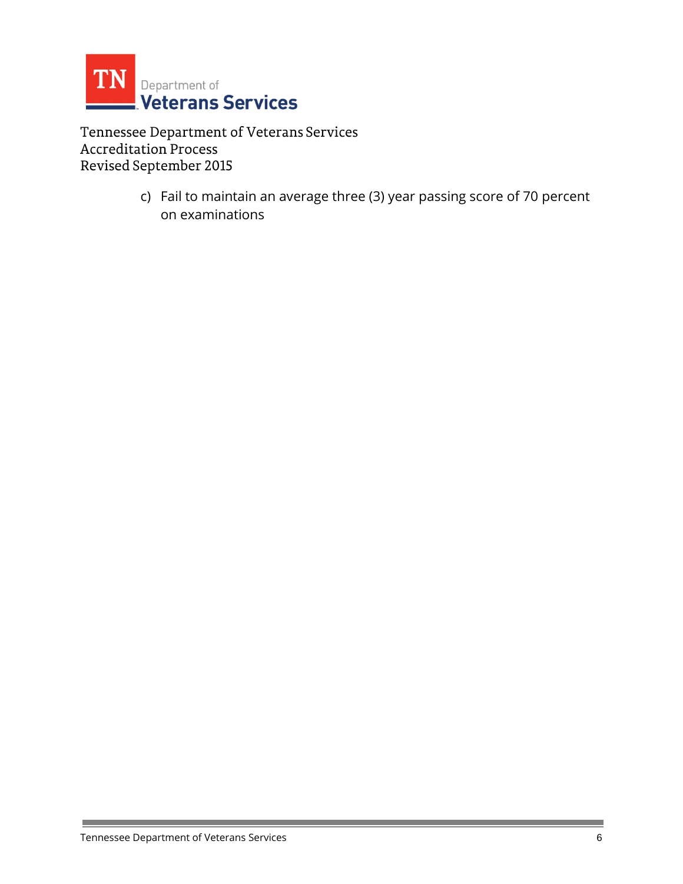c) Fail to maintain an average three (3) year passing score of 70 percent on examinations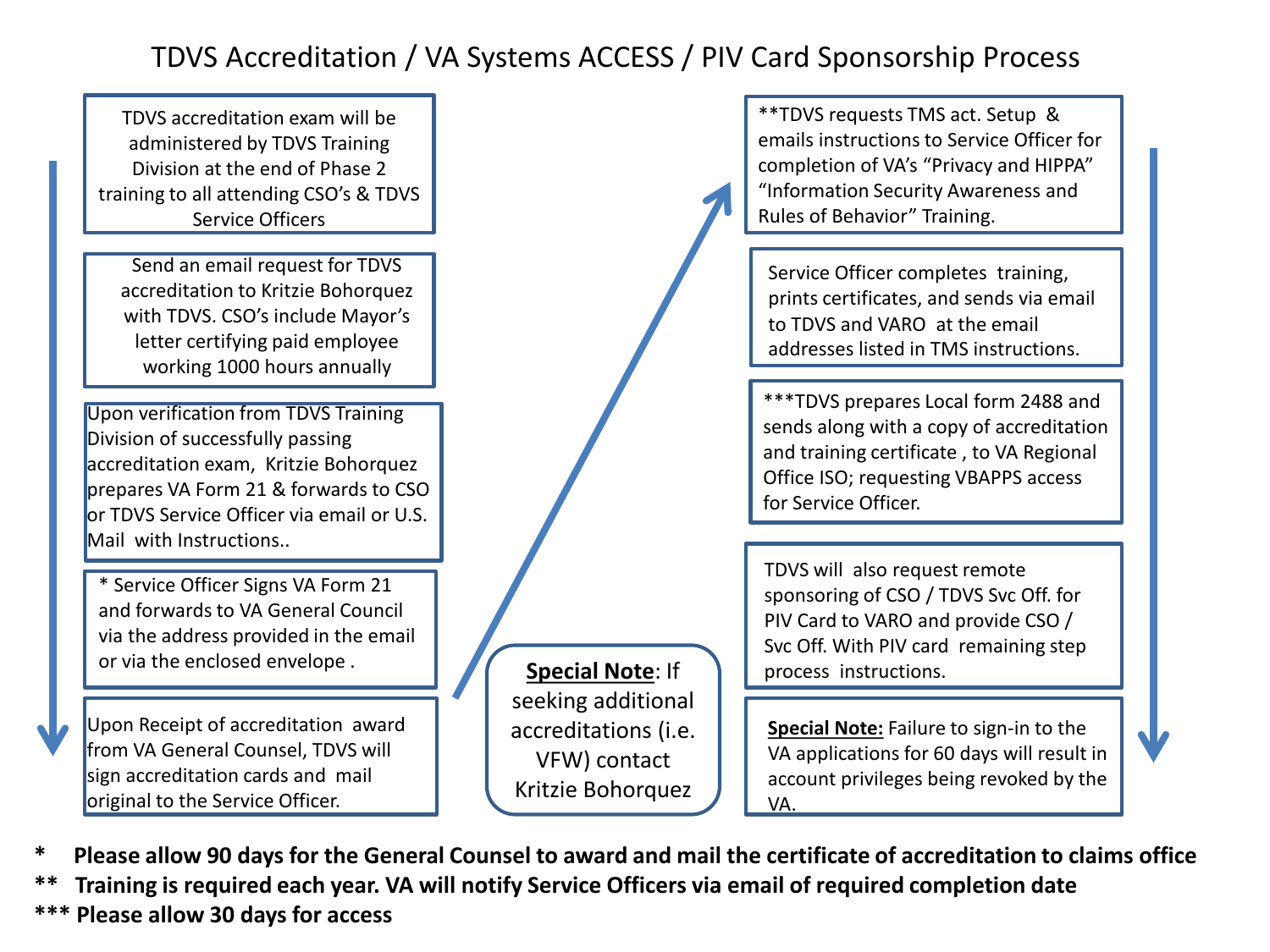# TDVS Accreditation / VA Systems ACCESS / PIV Card Sponsorship Process

TDVS accreditation exam will be administered by TDVS Training Division at the end of Phase 2 training to all attending CSO's & TDVS Service Officers

Send an email request for TDVS accreditation to Kritzie Bohorquez with TDVS. CSO's include Mayor's letter certifying paid employee working 1000 hours annually

Upon verification from TDVS Training Division of successfully passing accreditation exam, Kritzie Bohorquez prepares VA Form 21 & forwards to CSO or TDVS Service Officer via email or U.S. Mail with Instructions..

* Service Officer Signs VA Form 21 and forwards to VA General Council via the address provided in the email or via the enclosed envelope .

Upon Receipt of accreditation award from VA General Counsel, TDVS will sign accreditation cards and mail original to the Service Officer.

**Special Note**: If seeking additional accreditations (i.e. VFW) contact Kritzie Bohorquez

**TDVS requests TMS act. Setup & emails instructions to Service Officer for completion of VA's "Privacy and HIPPA" "Information Security Awareness and Rules of Behavior" Training.

Service Officer completes training, prints certificates, and sends via email to TDVS and VARO at the email addresses listed in TMS instructions.

***TDVS prepares Local form 2488 and sends along with a copy of accreditation and training certificate , to VA Regional Office ISO; requesting VBAPPS access for Service Officer.

TDVS will also request remote sponsoring of CSO / TDVS Svc Off. for PIV Card to VARO and provide CSO / Svc Off. With PIV card remaining step process instructions.

**Special Note:** Failure to sign-in to the VA applications for 60 days will result in account privileges being revoked by the VA.

**\* Please allow 90 days for the General Counsel to award and mail the certificate of accreditation to claims office**

**\*\* Training is required each year. VA will notify Service Officers via email of required completion date**

**\*\*\* Please allow 30 days for access**